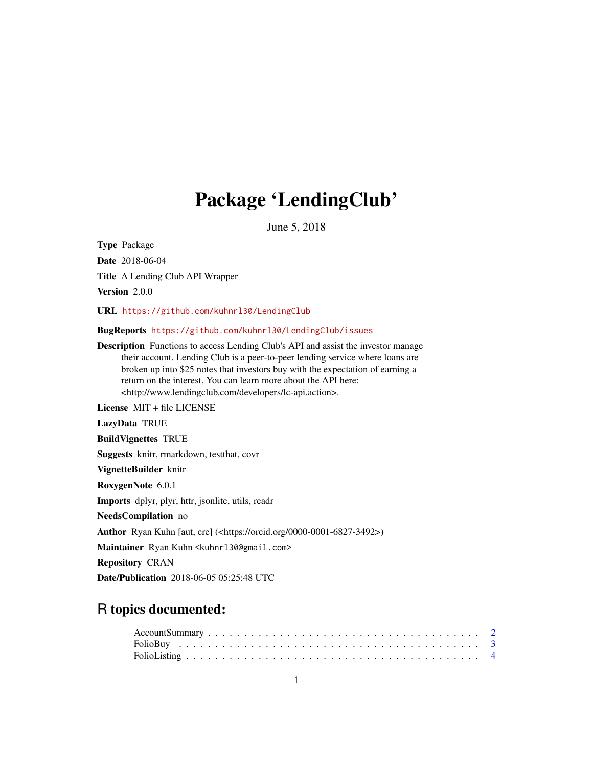# Package 'LendingClub'

June 5, 2018

**Type** Package

**Date** 2018-06-04

**Title** A Lending Club API Wrapper

**Version** 2.0.0

**URL** https://github.com/kuhnrl30/LendingClub

**BugReports** https://github.com/kuhnrl30/LendingClub/issues

**Description** Functions to access Lending Club's API and assist the investor manage their account. Lending Club is a peer-to-peer lending service where loans are broken up into $25 notes that investors buy with the expectation of earning a return on the interest. You can learn more about the API here: <http://www.lendingclub.com/developers/lc-api.action>.

**License** MIT + file LICENSE

**LazyData** TRUE

**BuildVignettes** TRUE

**Suggests** knitr, rmarkdown, testthat, covr

**VignetteBuilder** knitr

**RoxygenNote** 6.0.1

**Imports** dplyr, plyr, httr, jsonlite, utils, readr

**NeedsCompilation** no

**Author** Ryan Kuhn [aut, cre] (<https://orcid.org/0000-0001-6827-3492>)

**Maintainer** Ryan Kuhn <kuhnrl30@gmail.com>

**Repository** CRAN

**Date/Publication** 2018-06-05 05:25:48 UTC

## R topics documented:

AccountSummary . . . . . . . . . . . . . . . . . . . . . . . . . . . . . . . . . . . . . . 2
FolioBuy . . . . . . . . . . . . . . . . . . . . . . . . . . . . . . . . . . . . . . . . . . 3
FolioListing . . . . . . . . . . . . . . . . . . . . . . . . . . . . . . . . . . . . . . . . 4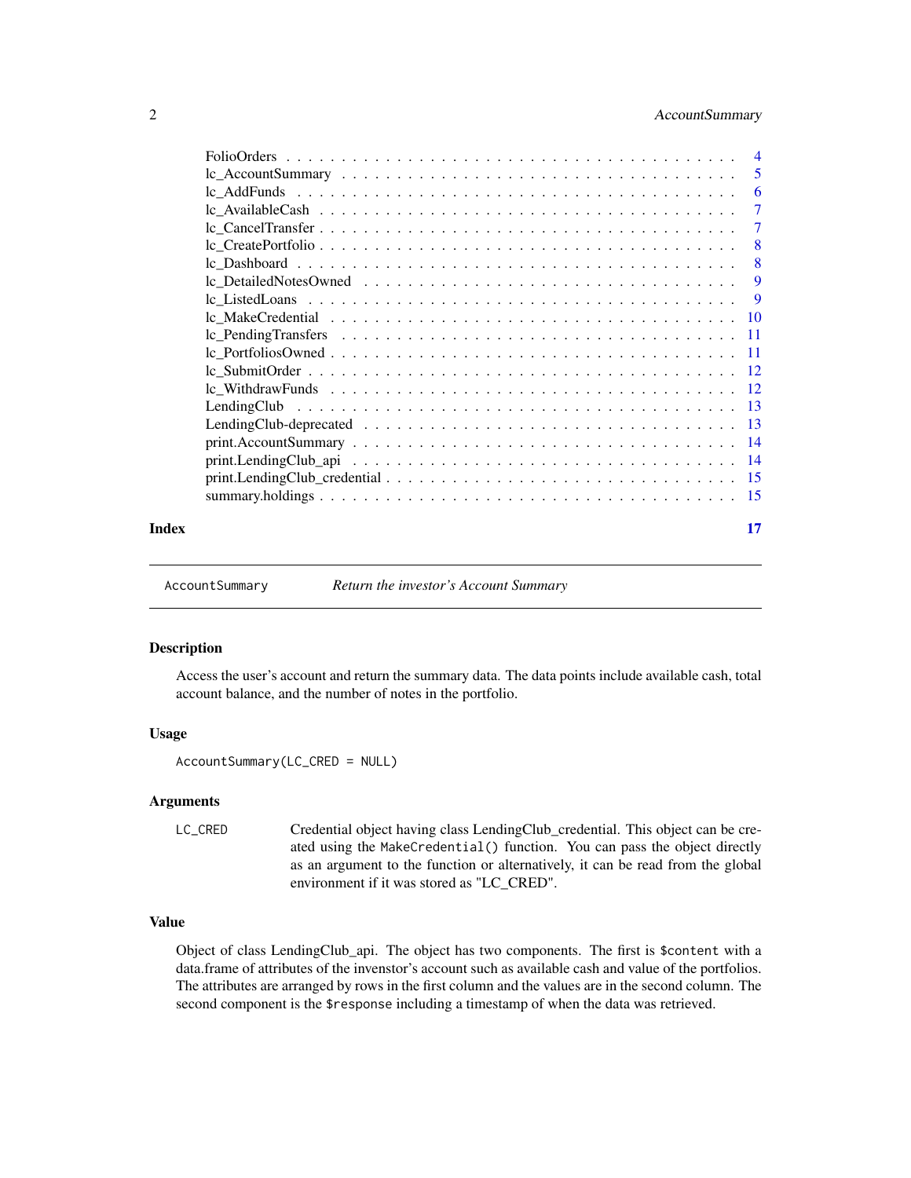| | |
|---|---|
| FolioOrders | 4 |
| lc_AccountSummary | 5 |
| lc_AddFunds | 6 |
| lc_AvailableCash | 7 |
| lc_CancelTransfer | 7 |
| lc_CreatePortfolio | 8 |
| lc_Dashboard | 8 |
| lc_DetailedNotesOwned | 9 |
| lc_ListedLoans | 9 |
| lc_MakeCredential | 10 |
| lc_PendingTransfers | 11 |
| lc_PortfoliosOwned | 11 |
| lc_SubmitOrder | 12 |
| lc_WithdrawFunds | 12 |
| LendingClub | 13 |
| LendingClub-deprecated | 13 |
| print.AccountSummary | 14 |
| print.LendingClub_api | 14 |
| print.LendingClub_credential | 15 |
| summary.holdings | 15 |

**Index** 17

---

`AccountSummary` *Return the investor's Account Summary*

---

## Description

Access the user's account and return the summary data. The data points include available cash, total account balance, and the number of notes in the portfolio.

## Usage

```
AccountSummary(LC_CRED = NULL)
```

## Arguments

| | |
|---|---|
| `LC_CRED` | Credential object having class LendingClub_credential. This object can be created using the `MakeCredential()` function. You can pass the object directly as an argument to the function or alternatively, it can be read from the global environment if it was stored as "LC_CRED". |

## Value

Object of class LendingClub_api. The object has two components. The first is `$content` with a data.frame of attributes of the invenstor's account such as available cash and value of the portfolios. The attributes are arranged by rows in the first column and the values are in the second column. The second component is the `$response` including a timestamp of when the data was retrieved.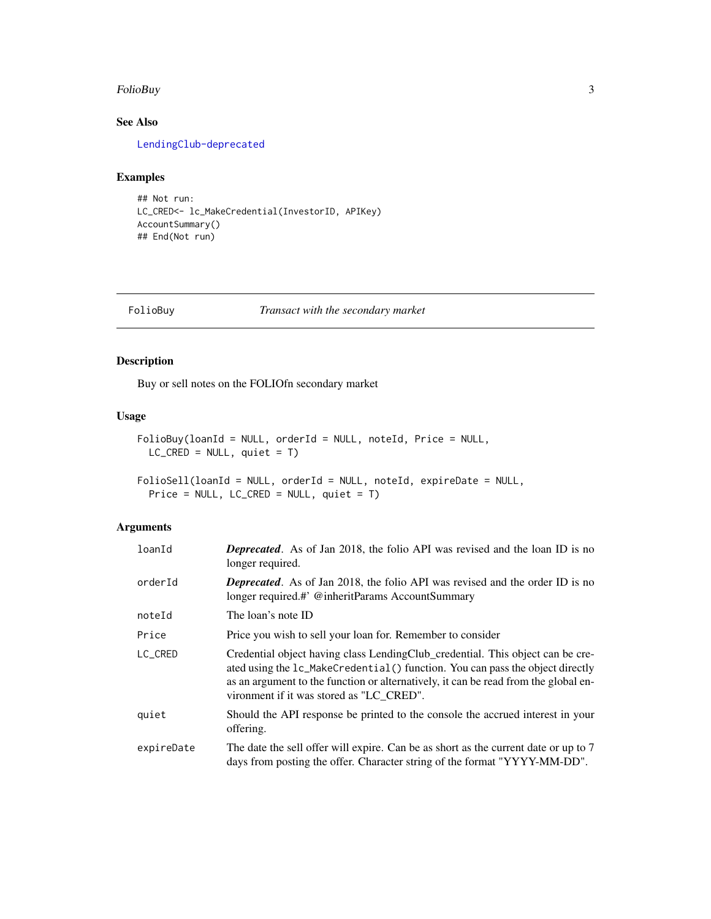## See Also

LendingClub-deprecated

## Examples

```
## Not run:
LC_CRED<- lc_MakeCredential(InvestorID, APIKey)
AccountSummary()
## End(Not run)
```

---

FolioBuy *Transact with the secondary market*

---

## Description

Buy or sell notes on the FOLIOfn secondary market

## Usage

```
FolioBuy(loanId = NULL, orderId = NULL, noteId, Price = NULL,
  LC_CRED = NULL, quiet = T)

FolioSell(loanId = NULL, orderId = NULL, noteId, expireDate = NULL,
  Price = NULL, LC_CRED = NULL, quiet = T)
```

## Arguments

| | |
|---|---|
| loanId | ***Deprecated***. As of Jan 2018, the folio API was revised and the loan ID is no longer required. |
| orderId | ***Deprecated***. As of Jan 2018, the folio API was revised and the order ID is no longer required.#' @inheritParams AccountSummary |
| noteId | The loan's note ID |
| Price | Price you wish to sell your loan for. Remember to consider |
| LC_CRED | Credential object having class LendingClub_credential. This object can be created using the `lc_MakeCredential()` function. You can pass the object directly as an argument to the function or alternatively, it can be read from the global environment if it was stored as "LC_CRED". |
| quiet | Should the API response be printed to the console the accrued interest in your offering. |
| expireDate | The date the sell offer will expire. Can be as short as the current date or up to 7 days from posting the offer. Character string of the format "YYYY-MM-DD". |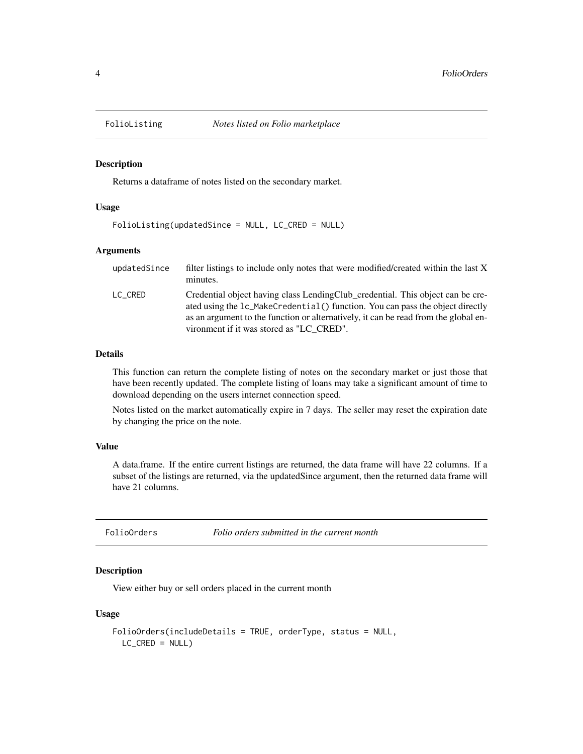## FolioListing *Notes listed on Folio marketplace*

### Description

Returns a dataframe of notes listed on the secondary market.

### Usage

```
FolioListing(updatedSince = NULL, LC_CRED = NULL)
```

### Arguments

| | |
|---|---|
| updatedSince | filter listings to include only notes that were modified/created within the last X minutes. |
| LC_CRED | Credential object having class LendingClub_credential. This object can be created using the `lc_MakeCredential()` function. You can pass the object directly as an argument to the function or alternatively, it can be read from the global environment if it was stored as "LC_CRED". |

### Details

This function can return the complete listing of notes on the secondary market or just those that have been recently updated. The complete listing of loans may take a significant amount of time to download depending on the users internet connection speed.

Notes listed on the market automatically expire in 7 days. The seller may reset the expiration date by changing the price on the note.

### Value

A data.frame. If the entire current listings are returned, the data frame will have 22 columns. If a subset of the listings are returned, via the updatedSince argument, then the returned data frame will have 21 columns.

## FolioOrders *Folio orders submitted in the current month*

### Description

View either buy or sell orders placed in the current month

### Usage

```
FolioOrders(includeDetails = TRUE, orderType, status = NULL,
  LC_CRED = NULL)
```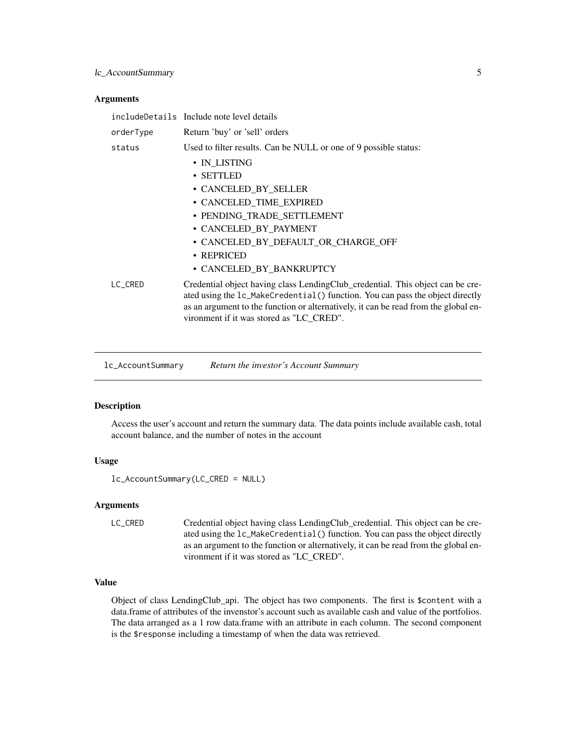### Arguments

| | |
|---|---|
| `includeDetails` | Include note level details |
| `orderType` | Return 'buy' or 'sell' orders |
| `status` | Used to filter results. Can be NULL or one of 9 possible status: • IN_LISTING • SETTLED • CANCELED_BY_SELLER • CANCELED_TIME_EXPIRED • PENDING_TRADE_SETTLEMENT • CANCELED_BY_PAYMENT • CANCELED_BY_DEFAULT_OR_CHARGE_OFF • REPRICED • CANCELED_BY_BANKRUPTCY |
| `LC_CRED` | Credential object having class LendingClub_credential. This object can be created using the `lc_MakeCredential()` function. You can pass the object directly as an argument to the function or alternatively, it can be read from the global environment if it was stored as "LC_CRED". |

---

## `lc_AccountSummary` *Return the investor's Account Summary*

### Description

Access the user's account and return the summary data. The data points include available cash, total account balance, and the number of notes in the account

### Usage

```
lc_AccountSummary(LC_CRED = NULL)
```

### Arguments

| | |
|---|---|
| `LC_CRED` | Credential object having class LendingClub_credential. This object can be created using the `lc_MakeCredential()` function. You can pass the object directly as an argument to the function or alternatively, it can be read from the global environment if it was stored as "LC_CRED". |

### Value

Object of class LendingClub_api. The object has two components. The first is `$content` with a data.frame of attributes of the invenstor's account such as available cash and value of the portfolios. The data arranged as a 1 row data.frame with an attribute in each column. The second component is the `$response` including a timestamp of when the data was retrieved.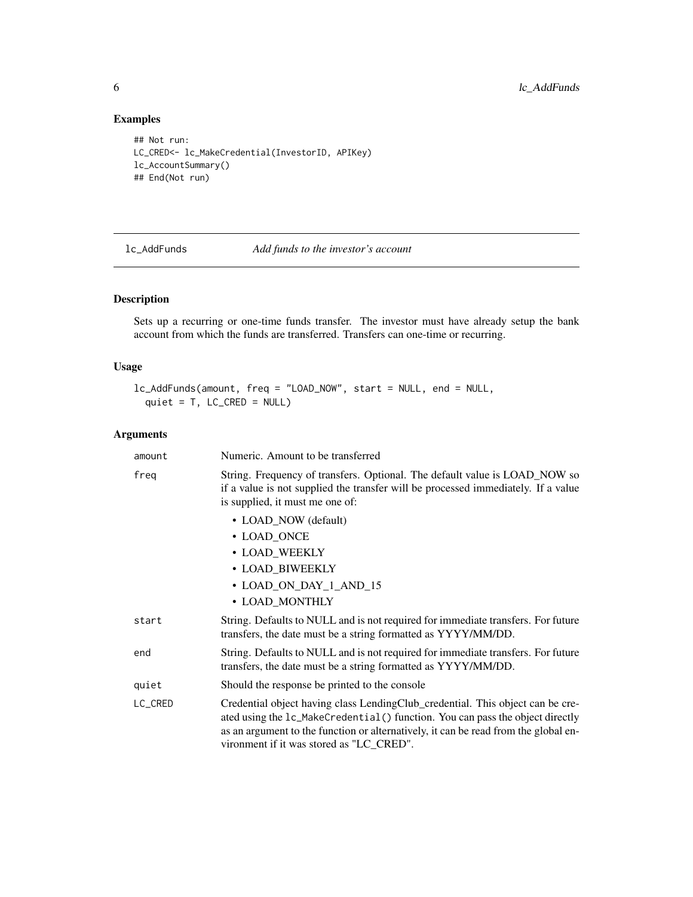## Examples

```
## Not run:
LC_CRED<- lc_MakeCredential(InvestorID, APIKey)
lc_AccountSummary()
## End(Not run)
```

---

## lc_AddFunds *Add funds to the investor's account*

---

### Description

Sets up a recurring or one-time funds transfer. The investor must have already setup the bank account from which the funds are transferred. Transfers can one-time or recurring.

### Usage

```
lc_AddFunds(amount, freq = "LOAD_NOW", start = NULL, end = NULL,
  quiet = T, LC_CRED = NULL)
```

### Arguments

| | |
|---|---|
| amount | Numeric. Amount to be transferred |
| freq | String. Frequency of transfers. Optional. The default value is LOAD_NOW so if a value is not supplied the transfer will be processed immediately. If a value is supplied, it must me one of:<br>• LOAD_NOW (default)<br>• LOAD_ONCE<br>• LOAD_WEEKLY<br>• LOAD_BIWEEKLY<br>• LOAD_ON_DAY_1_AND_15<br>• LOAD_MONTHLY |
| start | String. Defaults to NULL and is not required for immediate transfers. For future transfers, the date must be a string formatted as YYYY/MM/DD. |
| end | String. Defaults to NULL and is not required for immediate transfers. For future transfers, the date must be a string formatted as YYYY/MM/DD. |
| quiet | Should the response be printed to the console |
| LC_CRED | Credential object having class LendingClub_credential. This object can be created using the `lc_MakeCredential()` function. You can pass the object directly as an argument to the function or alternatively, it can be read from the global environment if it was stored as "LC_CRED". |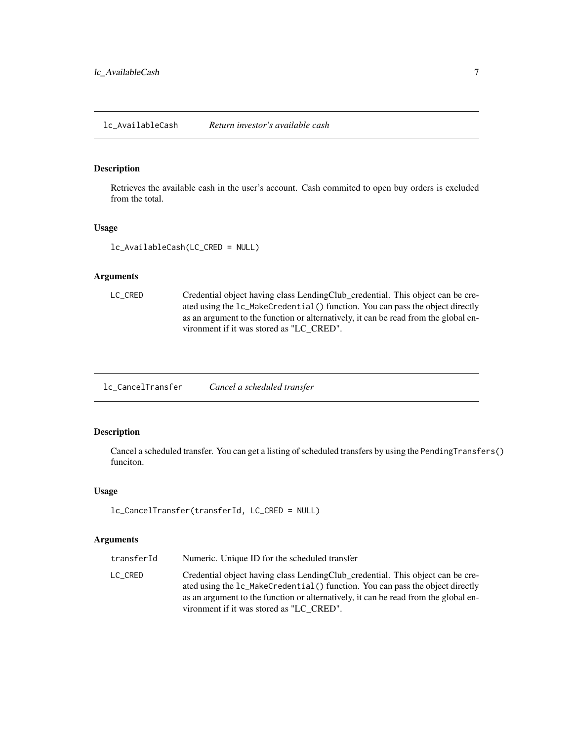## lc_AvailableCash — *Return investor's available cash*

### Description

Retrieves the available cash in the user's account. Cash commited to open buy orders is excluded from the total.

### Usage

```
lc_AvailableCash(LC_CRED = NULL)
```

### Arguments

| | |
|---|---|
| `LC_CRED` | Credential object having class LendingClub_credential. This object can be created using the `lc_MakeCredential()` function. You can pass the object directly as an argument to the function or alternatively, it can be read from the global environment if it was stored as "LC_CRED". |

## lc_CancelTransfer — *Cancel a scheduled transfer*

### Description

Cancel a scheduled transfer. You can get a listing of scheduled transfers by using the `PendingTransfers()` funciton.

### Usage

```
lc_CancelTransfer(transferId, LC_CRED = NULL)
```

### Arguments

| | |
|---|---|
| `transferId` | Numeric. Unique ID for the scheduled transfer |
| `LC_CRED` | Credential object having class LendingClub_credential. This object can be created using the `lc_MakeCredential()` function. You can pass the object directly as an argument to the function or alternatively, it can be read from the global environment if it was stored as "LC_CRED". |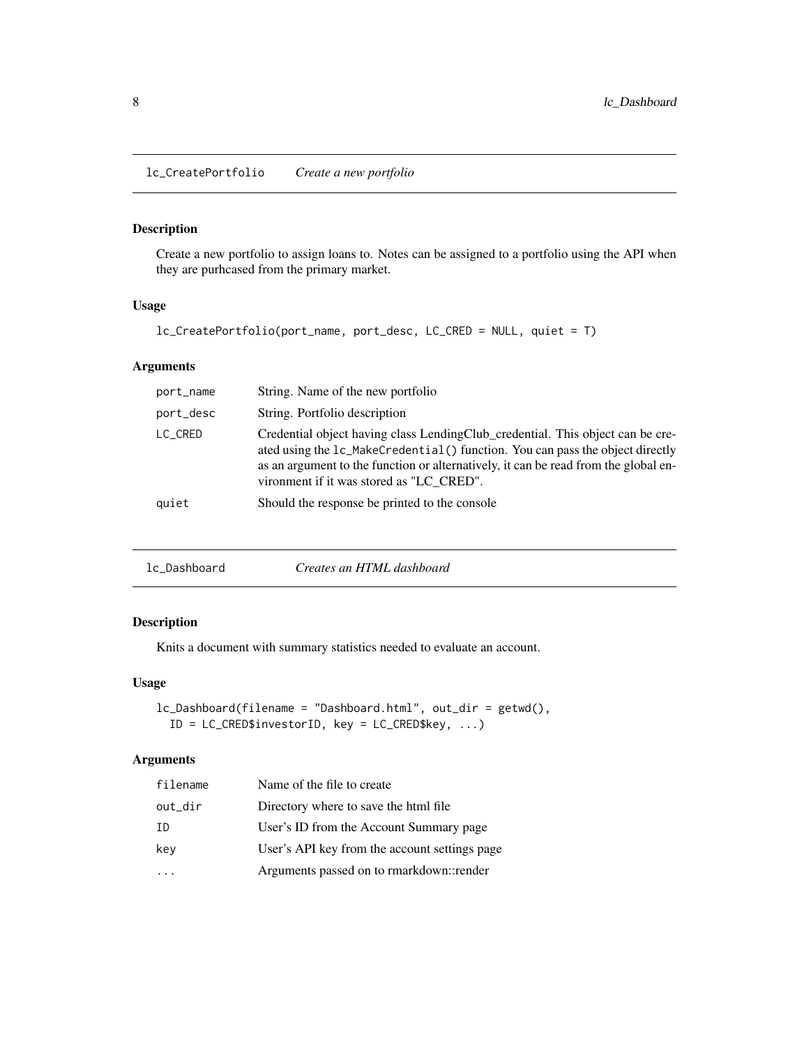## lc_CreatePortfolio *Create a new portfolio*

### Description

Create a new portfolio to assign loans to. Notes can be assigned to a portfolio using the API when they are purhcased from the primary market.

### Usage

```
lc_CreatePortfolio(port_name, port_desc, LC_CRED = NULL, quiet = T)
```

### Arguments

| | |
|---|---|
| port_name | String. Name of the new portfolio |
| port_desc | String. Portfolio description |
| LC_CRED | Credential object having class LendingClub_credential. This object can be created using the `lc_MakeCredential()` function. You can pass the object directly as an argument to the function or alternatively, it can be read from the global environment if it was stored as "LC_CRED". |
| quiet | Should the response be printed to the console |

## lc_Dashboard *Creates an HTML dashboard*

### Description

Knits a document with summary statistics needed to evaluate an account.

### Usage

```
lc_Dashboard(filename = "Dashboard.html", out_dir = getwd(),
  ID = LC_CRED$investorID, key = LC_CRED$key, ...)
```

### Arguments

| | |
|---|---|
| filename | Name of the file to create |
| out_dir | Directory where to save the html file |
| ID | User's ID from the Account Summary page |
| key | User's API key from the account settings page |
| ... | Arguments passed on to rmarkdown::render |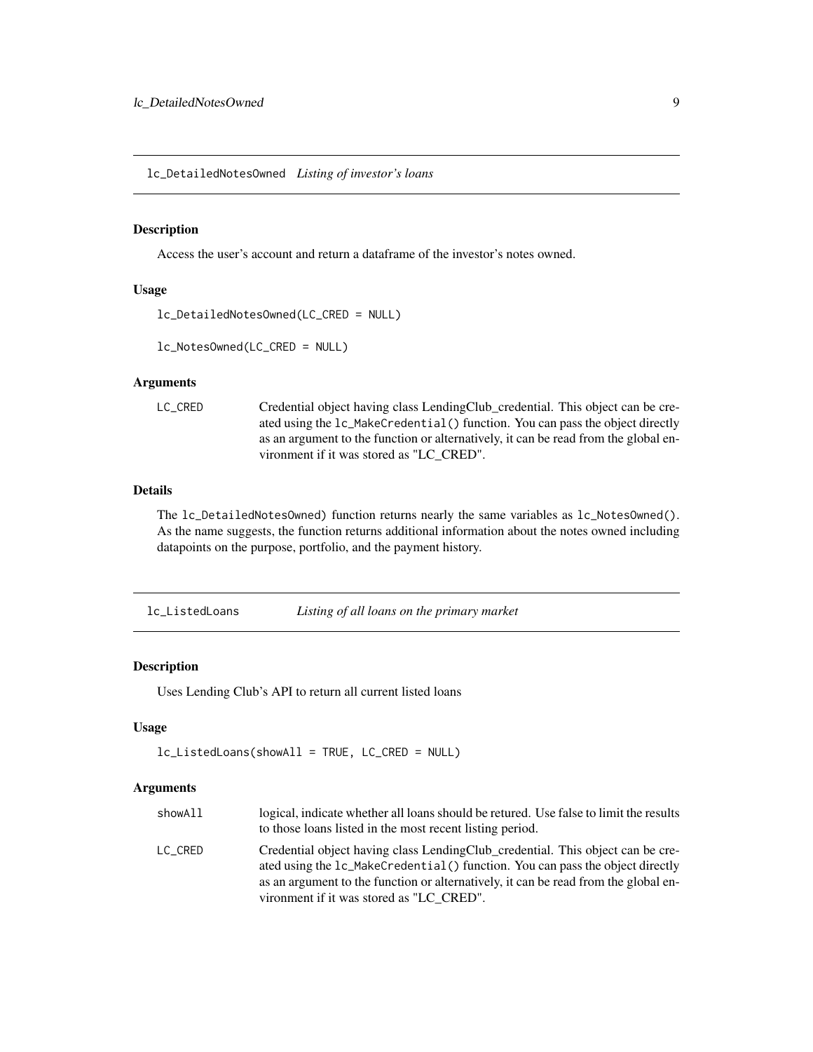## lc_DetailedNotesOwned *Listing of investor's loans*

### Description

Access the user's account and return a dataframe of the investor's notes owned.

### Usage

```
lc_DetailedNotesOwned(LC_CRED = NULL)

lc_NotesOwned(LC_CRED = NULL)
```

### Arguments

| | |
|---|---|
| LC_CRED | Credential object having class LendingClub_credential. This object can be created using the lc_MakeCredential() function. You can pass the object directly as an argument to the function or alternatively, it can be read from the global environment if it was stored as "LC_CRED". |

### Details

The lc_DetailedNotesOwned) function returns nearly the same variables as lc_NotesOwned(). As the name suggests, the function returns additional information about the notes owned including datapoints on the purpose, portfolio, and the payment history.

## lc_ListedLoans *Listing of all loans on the primary market*

### Description

Uses Lending Club's API to return all current listed loans

### Usage

```
lc_ListedLoans(showAll = TRUE, LC_CRED = NULL)
```

### Arguments

| | |
|---|---|
| showAll | logical, indicate whether all loans should be retured. Use false to limit the results to those loans listed in the most recent listing period. |
| LC_CRED | Credential object having class LendingClub_credential. This object can be created using the lc_MakeCredential() function. You can pass the object directly as an argument to the function or alternatively, it can be read from the global environment if it was stored as "LC_CRED". |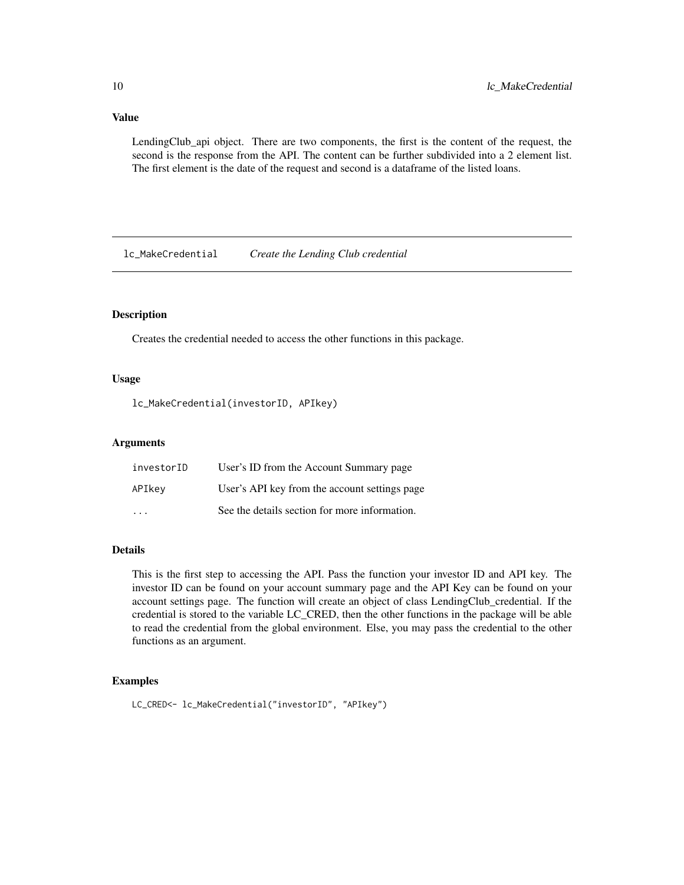## Value

LendingClub_api object. There are two components, the first is the content of the request, the second is the response from the API. The content can be further subdivided into a 2 element list. The first element is the date of the request and second is a dataframe of the listed loans.

---

# lc_MakeCredential *Create the Lending Club credential*

---

## Description

Creates the credential needed to access the other functions in this package.

## Usage

```
lc_MakeCredential(investorID, APIkey)
```

## Arguments

| | |
|---|---|
| investorID | User's ID from the Account Summary page |
| APIkey | User's API key from the account settings page |
| ... | See the details section for more information. |

## Details

This is the first step to accessing the API. Pass the function your investor ID and API key. The investor ID can be found on your account summary page and the API Key can be found on your account settings page. The function will create an object of class LendingClub_credential. If the credential is stored to the variable LC_CRED, then the other functions in the package will be able to read the credential from the global environment. Else, you may pass the credential to the other functions as an argument.

## Examples

```
LC_CRED<- lc_MakeCredential("investorID", "APIkey")
```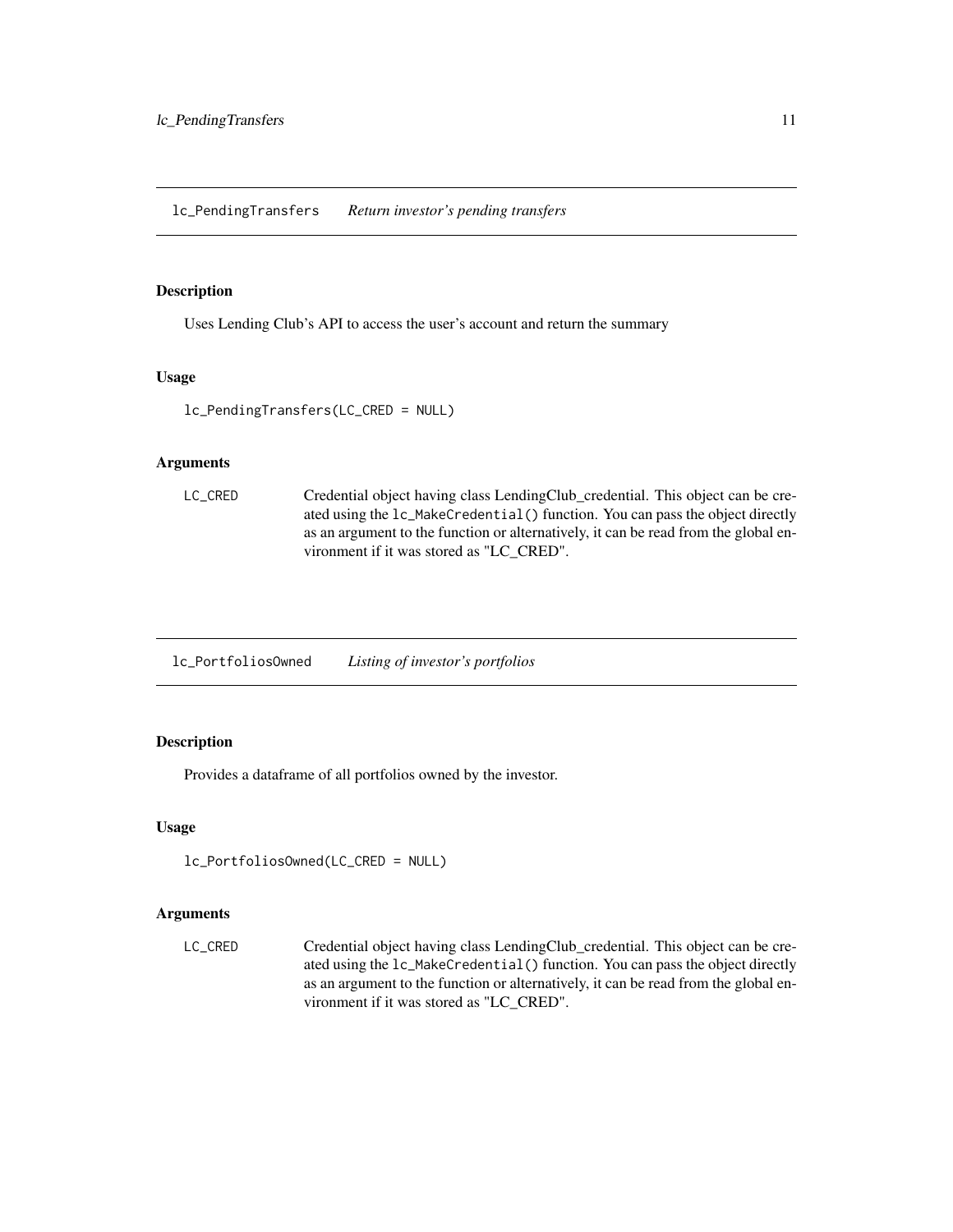## lc_PendingTransfers *Return investor's pending transfers*

### Description

Uses Lending Club's API to access the user's account and return the summary

### Usage

```
lc_PendingTransfers(LC_CRED = NULL)
```

### Arguments

| | |
|---|---|
| LC_CRED | Credential object having class LendingClub_credential. This object can be created using the `lc_MakeCredential()` function. You can pass the object directly as an argument to the function or alternatively, it can be read from the global environment if it was stored as "LC_CRED". |

## lc_PortfoliosOwned *Listing of investor's portfolios*

### Description

Provides a dataframe of all portfolios owned by the investor.

### Usage

```
lc_PortfoliosOwned(LC_CRED = NULL)
```

### Arguments

| | |
|---|---|
| LC_CRED | Credential object having class LendingClub_credential. This object can be created using the `lc_MakeCredential()` function. You can pass the object directly as an argument to the function or alternatively, it can be read from the global environment if it was stored as "LC_CRED". |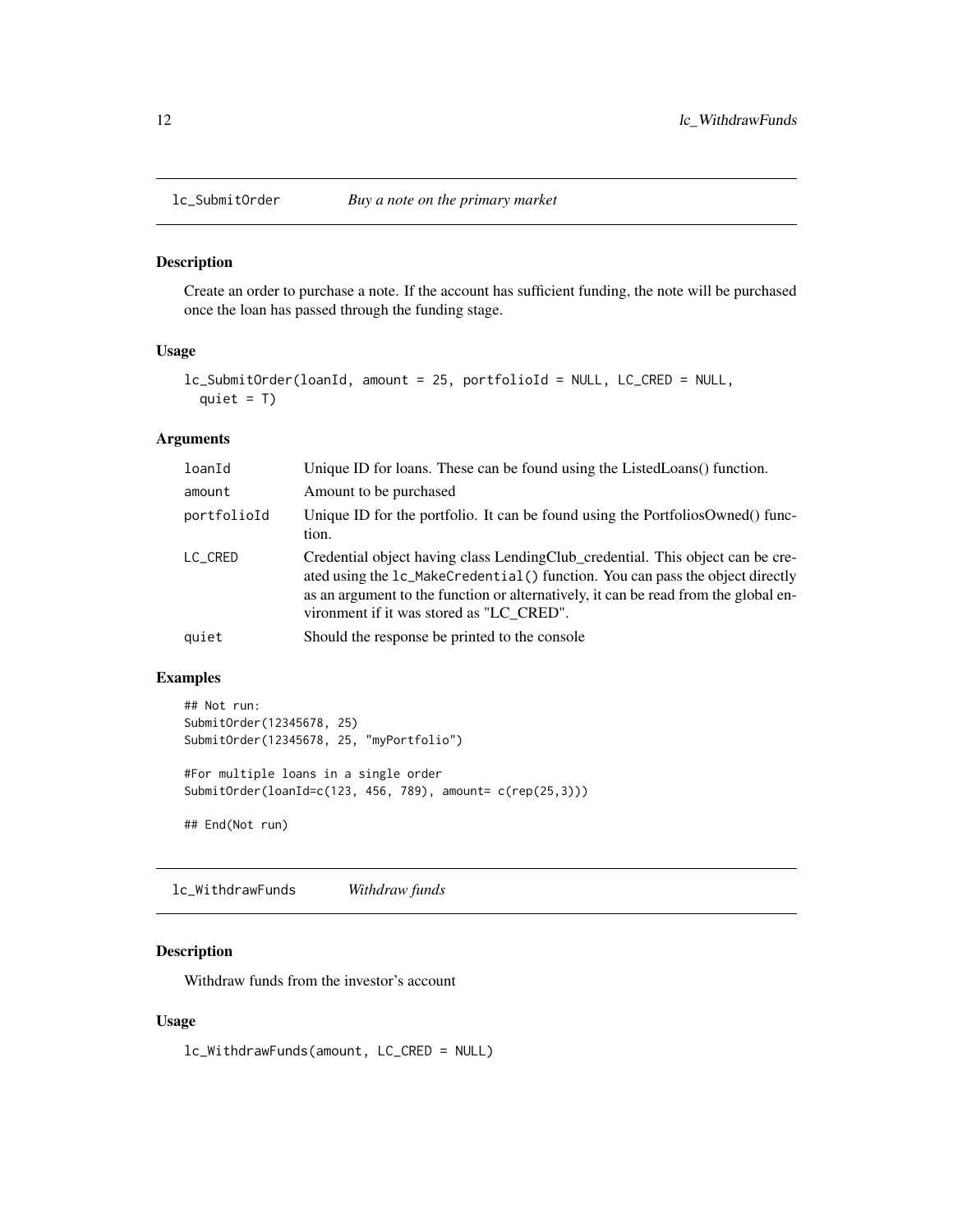## lc_SubmitOrder *Buy a note on the primary market*

### Description

Create an order to purchase a note. If the account has sufficient funding, the note will be purchased once the loan has passed through the funding stage.

### Usage

```
lc_SubmitOrder(loanId, amount = 25, portfolioId = NULL, LC_CRED = NULL,
  quiet = T)
```

### Arguments

| | |
|---|---|
| loanId | Unique ID for loans. These can be found using the ListedLoans() function. |
| amount | Amount to be purchased |
| portfolioId | Unique ID for the portfolio. It can be found using the PortfoliosOwned() function. |
| LC_CRED | Credential object having class LendingClub_credential. This object can be created using the `lc_MakeCredential()` function. You can pass the object directly as an argument to the function or alternatively, it can be read from the global environment if it was stored as "LC_CRED". |
| quiet | Should the response be printed to the console |

### Examples

```
## Not run:
SubmitOrder(12345678, 25)
SubmitOrder(12345678, 25, "myPortfolio")

#For multiple loans in a single order
SubmitOrder(loanId=c(123, 456, 789), amount= c(rep(25,3)))

## End(Not run)
```

## lc_WithdrawFunds *Withdraw funds*

### Description

Withdraw funds from the investor's account

### Usage

```
lc_WithdrawFunds(amount, LC_CRED = NULL)
```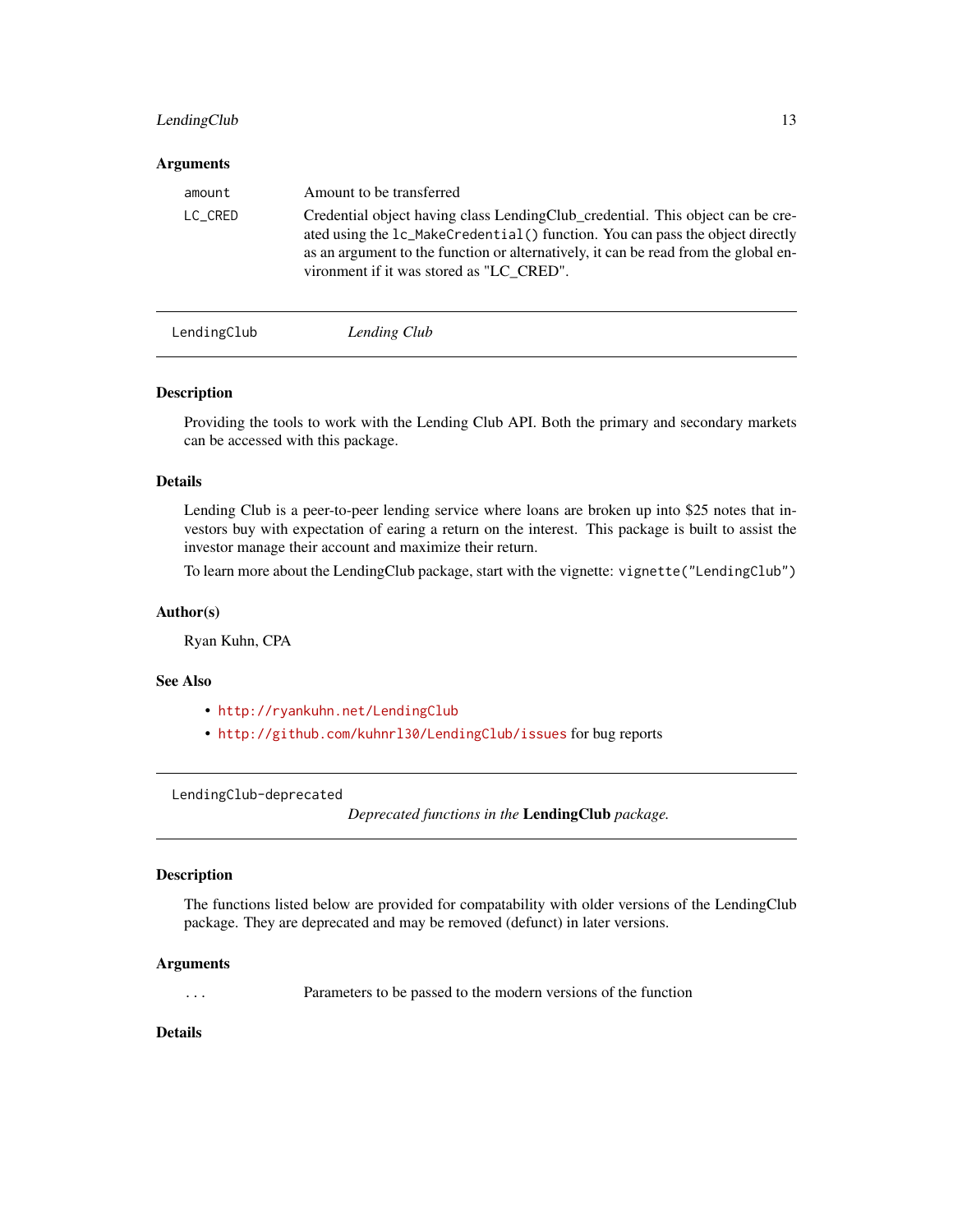### Arguments

| | |
|---|---|
| `amount` | Amount to be transferred |
| `LC_CRED` | Credential object having class LendingClub_credential. This object can be created using the `lc_MakeCredential()` function. You can pass the object directly as an argument to the function or alternatively, it can be read from the global environment if it was stored as "LC_CRED". |

---

## LendingClub — *Lending Club*

---

### Description

Providing the tools to work with the Lending Club API. Both the primary and secondary markets can be accessed with this package.

### Details

Lending Club is a peer-to-peer lending service where loans are broken up into $25 notes that investors buy with expectation of earing a return on the interest. This package is built to assist the investor manage their account and maximize their return.

To learn more about the LendingClub package, start with the vignette: `vignette("LendingClub")`

### Author(s)

Ryan Kuhn, CPA

### See Also

- `http://ryankuhn.net/LendingClub`
- `http://github.com/kuhnrl30/LendingClub/issues` for bug reports

---

## LendingClub-deprecated — *Deprecated functions in the* **LendingClub** *package.*

---

### Description

The functions listed below are provided for compatability with older versions of the LendingClub package. They are deprecated and may be removed (defunct) in later versions.

### Arguments

| | |
|---|---|
| `...` | Parameters to be passed to the modern versions of the function |

### Details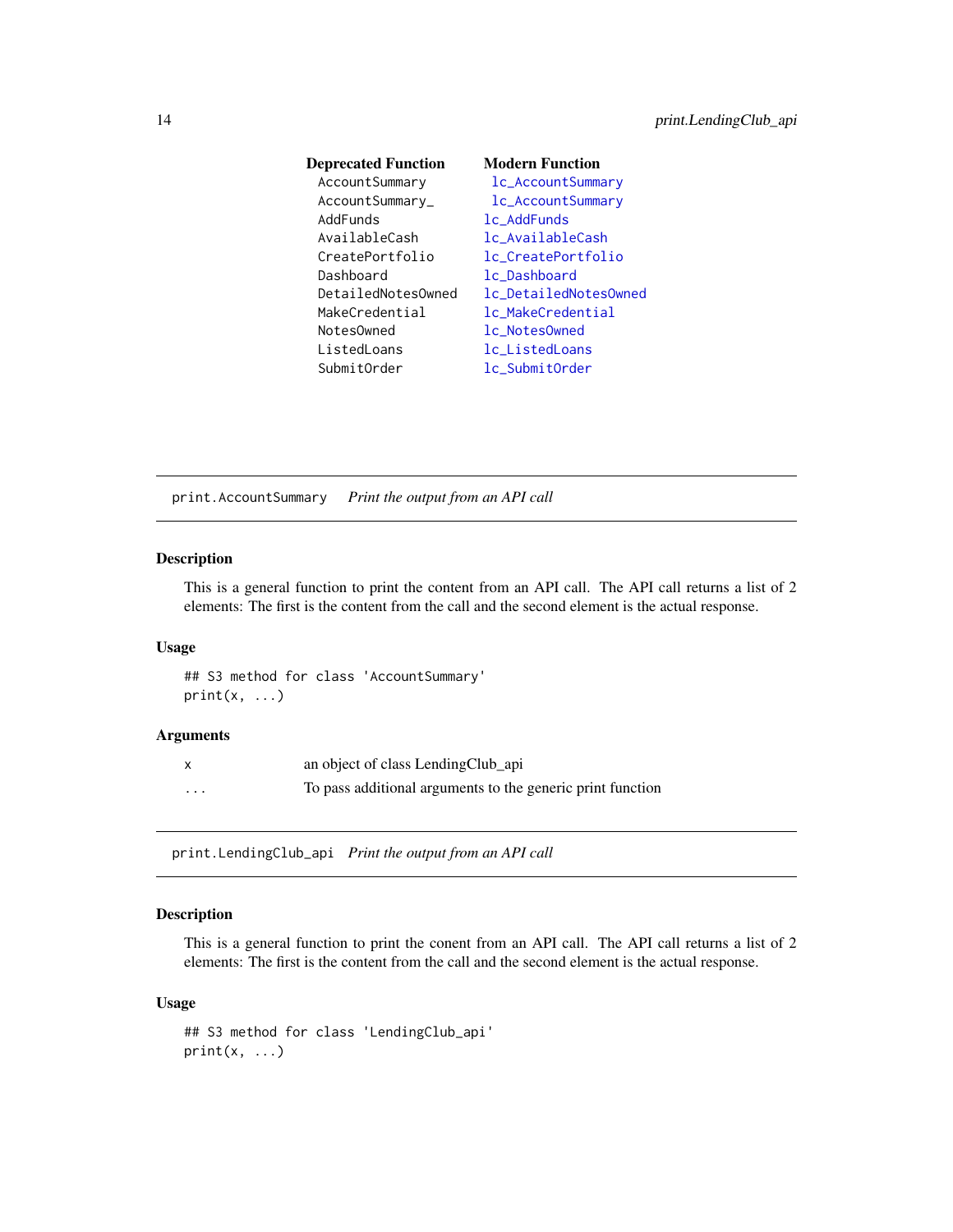| Deprecated Function | Modern Function |
|---|---|
| AccountSummary | lc_AccountSummary |
| AccountSummary_ | lc_AccountSummary |
| AddFunds | lc_AddFunds |
| AvailableCash | lc_AvailableCash |
| CreatePortfolio | lc_CreatePortfolio |
| Dashboard | lc_Dashboard |
| DetailedNotesOwned | lc_DetailedNotesOwned |
| MakeCredential | lc_MakeCredential |
| NotesOwned | lc_NotesOwned |
| ListedLoans | lc_ListedLoans |
| SubmitOrder | lc_SubmitOrder |

---

## print.AccountSummary    *Print the output from an API call*

### Description

This is a general function to print the content from an API call. The API call returns a list of 2 elements: The first is the content from the call and the second element is the actual response.

### Usage

```
## S3 method for class 'AccountSummary'
print(x, ...)
```

### Arguments

| | |
|---|---|
| x | an object of class LendingClub_api |
| ... | To pass additional arguments to the generic print function |

---

## print.LendingClub_api    *Print the output from an API call*

### Description

This is a general function to print the conent from an API call. The API call returns a list of 2 elements: The first is the content from the call and the second element is the actual response.

### Usage

```
## S3 method for class 'LendingClub_api'
print(x, ...)
```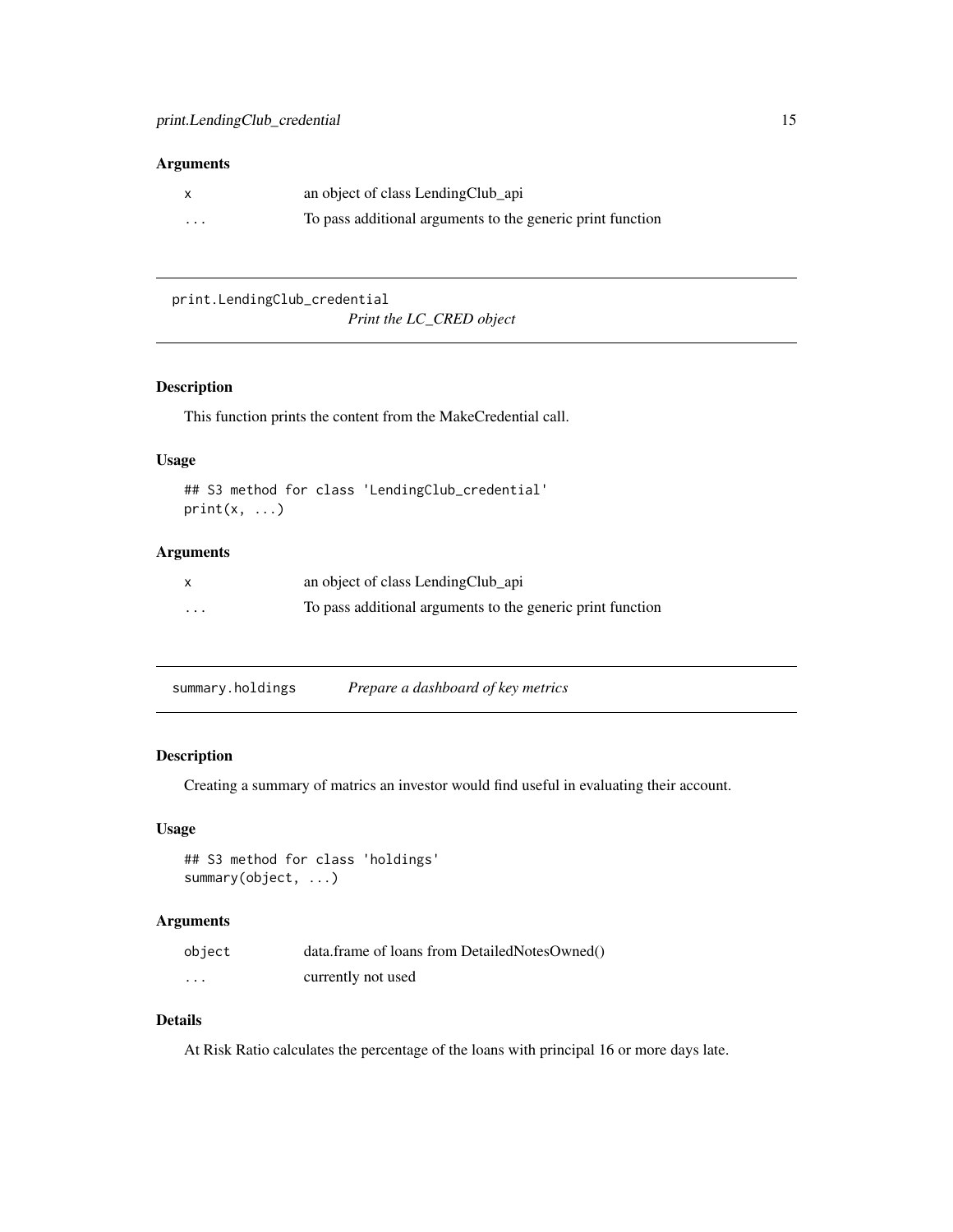## Arguments

| | |
|---|---|
| x | an object of class LendingClub_api |
| ... | To pass additional arguments to the generic print function |

---

# print.LendingClub_credential — *Print the LC_CRED object*

## Description

This function prints the content from the MakeCredential call.

## Usage

```
## S3 method for class 'LendingClub_credential'
print(x, ...)
```

## Arguments

| | |
|---|---|
| x | an object of class LendingClub_api |
| ... | To pass additional arguments to the generic print function |

---

# summary.holdings — *Prepare a dashboard of key metrics*

## Description

Creating a summary of matrics an investor would find useful in evaluating their account.

## Usage

```
## S3 method for class 'holdings'
summary(object, ...)
```

## Arguments

| | |
|---|---|
| object | data.frame of loans from DetailedNotesOwned() |
| ... | currently not used |

## Details

At Risk Ratio calculates the percentage of the loans with principal 16 or more days late.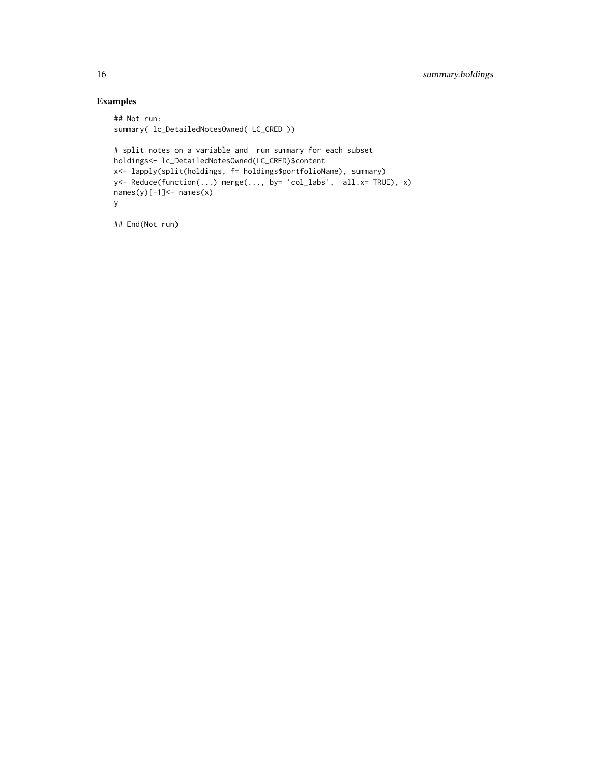## Examples

```
## Not run:
summary( lc_DetailedNotesOwned( LC_CRED ))

# split notes on a variable and  run summary for each subset
holdings<- lc_DetailedNotesOwned(LC_CRED)$content
x<- lapply(split(holdings, f= holdings$portfolioName), summary)
y<- Reduce(function(...) merge(..., by= 'col_labs',  all.x= TRUE), x)
names(y)[-1]<- names(x)
y

## End(Not run)
```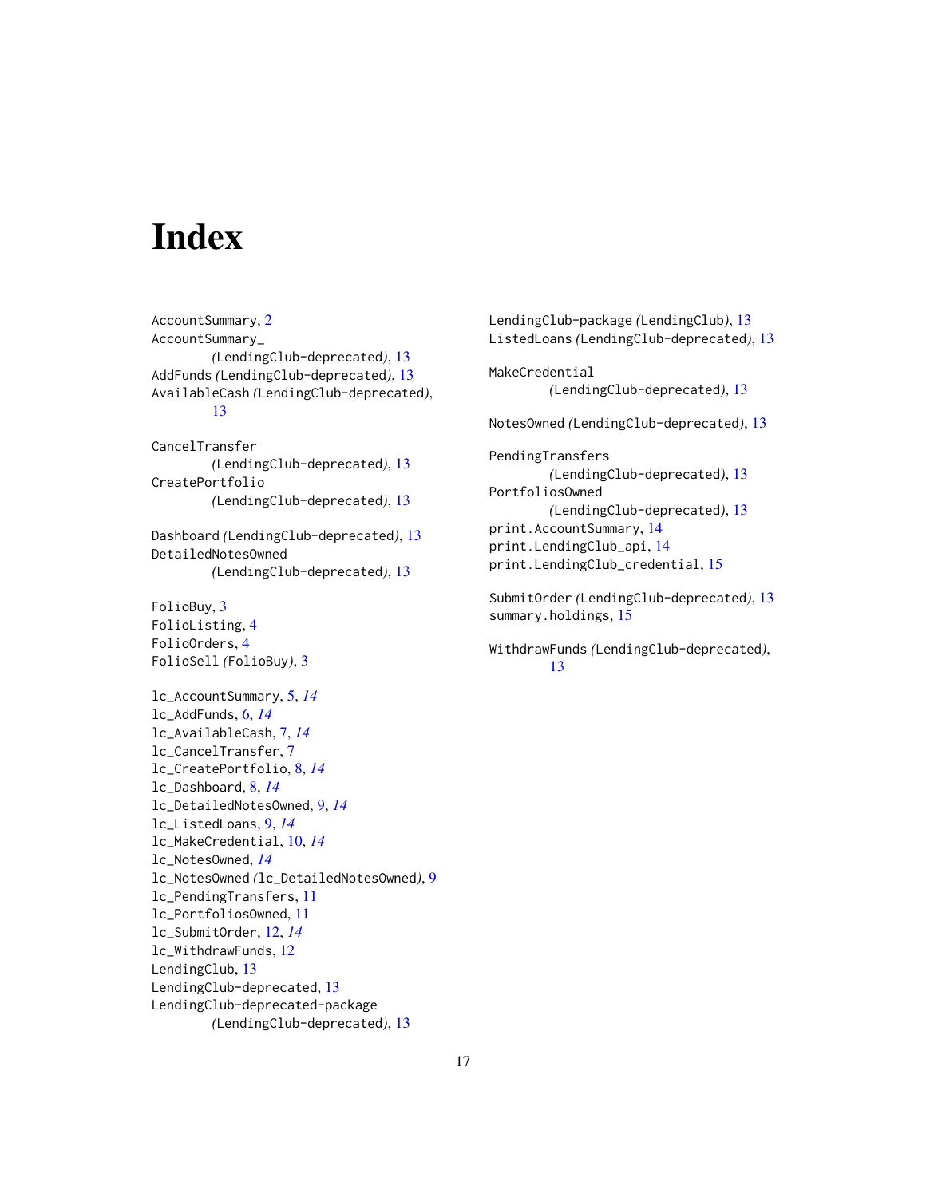# Index

AccountSummary, 2
AccountSummary_ *(LendingClub-deprecated)*, 13
AddFunds *(LendingClub-deprecated)*, 13
AvailableCash *(LendingClub-deprecated)*, 13

CancelTransfer *(LendingClub-deprecated)*, 13
CreatePortfolio *(LendingClub-deprecated)*, 13

Dashboard *(LendingClub-deprecated)*, 13
DetailedNotesOwned *(LendingClub-deprecated)*, 13

FolioBuy, 3
FolioListing, 4
FolioOrders, 4
FolioSell *(FolioBuy)*, 3

lc_AccountSummary, 5, *14*
lc_AddFunds, 6, *14*
lc_AvailableCash, 7, *14*
lc_CancelTransfer, 7
lc_CreatePortfolio, 8, *14*
lc_Dashboard, 8, *14*
lc_DetailedNotesOwned, 9, *14*
lc_ListedLoans, 9, *14*
lc_MakeCredential, 10, *14*
lc_NotesOwned, *14*
lc_NotesOwned *(lc_DetailedNotesOwned)*, 9
lc_PendingTransfers, 11
lc_PortfoliosOwned, 11
lc_SubmitOrder, 12, *14*
lc_WithdrawFunds, 12
LendingClub, 13
LendingClub-deprecated, 13
LendingClub-deprecated-package *(LendingClub-deprecated)*, 13
LendingClub-package *(LendingClub)*, 13
ListedLoans *(LendingClub-deprecated)*, 13

MakeCredential *(LendingClub-deprecated)*, 13

NotesOwned *(LendingClub-deprecated)*, 13

PendingTransfers *(LendingClub-deprecated)*, 13
PortfoliosOwned *(LendingClub-deprecated)*, 13
print.AccountSummary, 14
print.LendingClub_api, 14
print.LendingClub_credential, 15

SubmitOrder *(LendingClub-deprecated)*, 13
summary.holdings, 15

WithdrawFunds *(LendingClub-deprecated)*, 13